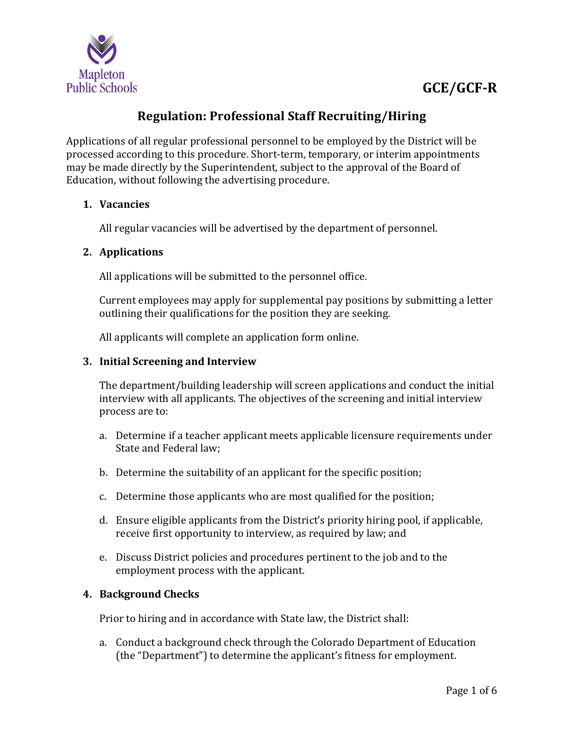Mapleton Public Schools

**GCE/GCF-R**

# Regulation: Professional Staff Recruiting/Hiring

Applications of all regular professional personnel to be employed by the District will be processed according to this procedure. Short-term, temporary, or interim appointments may be made directly by the Superintendent, subject to the approval of the Board of Education, without following the advertising procedure.

1. **Vacancies**

   All regular vacancies will be advertised by the department of personnel.

2. **Applications**

   All applications will be submitted to the personnel office.

   Current employees may apply for supplemental pay positions by submitting a letter outlining their qualifications for the position they are seeking.

   All applicants will complete an application form online.

3. **Initial Screening and Interview**

   The department/building leadership will screen applications and conduct the initial interview with all applicants. The objectives of the screening and initial interview process are to:

   a. Determine if a teacher applicant meets applicable licensure requirements under State and Federal law;

   b. Determine the suitability of an applicant for the specific position;

   c. Determine those applicants who are most qualified for the position;

   d. Ensure eligible applicants from the District's priority hiring pool, if applicable, receive first opportunity to interview, as required by law; and

   e. Discuss District policies and procedures pertinent to the job and to the employment process with the applicant.

4. **Background Checks**

   Prior to hiring and in accordance with State law, the District shall:

   a. Conduct a background check through the Colorado Department of Education (the "Department") to determine the applicant's fitness for employment.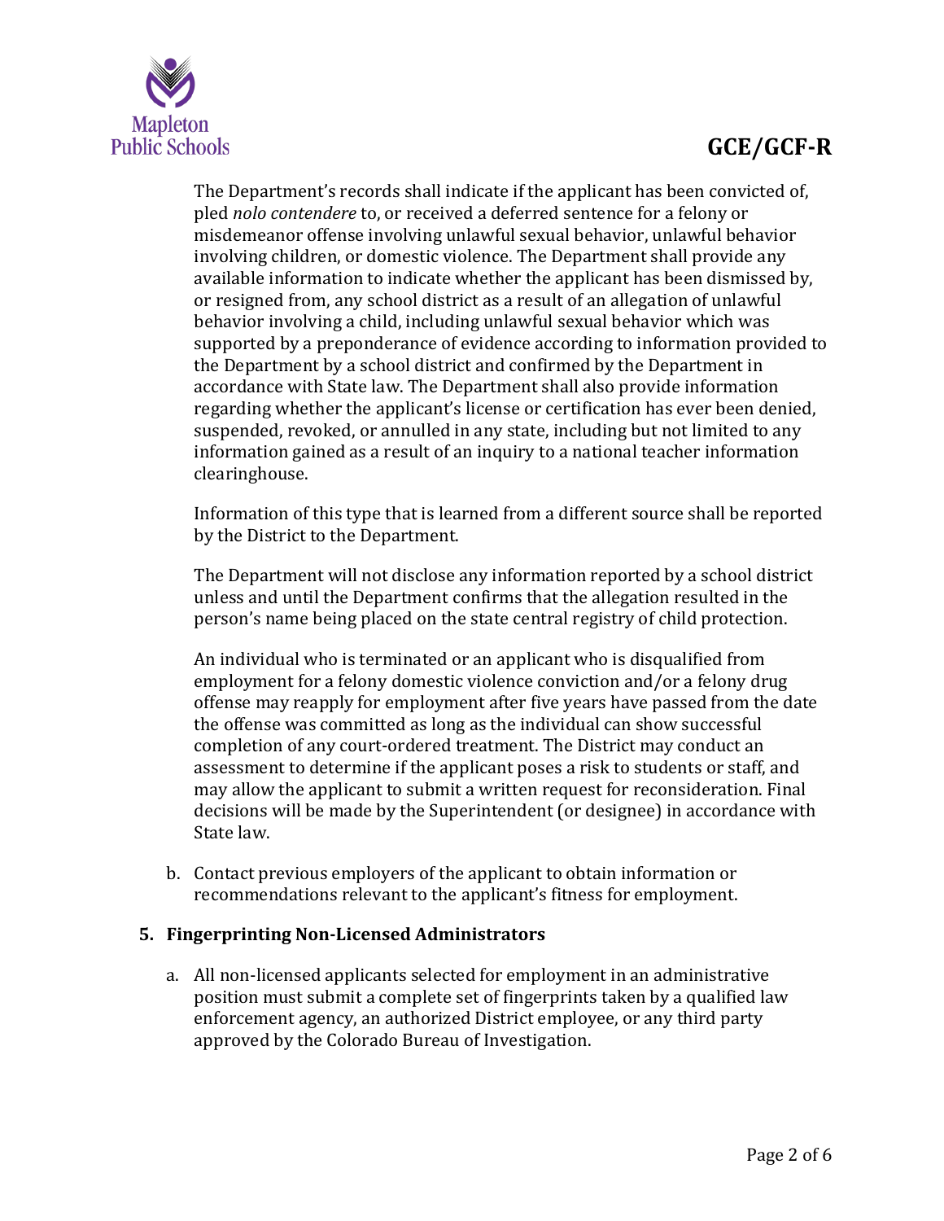The Department's records shall indicate if the applicant has been convicted of, pled *nolo contendere* to, or received a deferred sentence for a felony or misdemeanor offense involving unlawful sexual behavior, unlawful behavior involving children, or domestic violence. The Department shall provide any available information to indicate whether the applicant has been dismissed by, or resigned from, any school district as a result of an allegation of unlawful behavior involving a child, including unlawful sexual behavior which was supported by a preponderance of evidence according to information provided to the Department by a school district and confirmed by the Department in accordance with State law. The Department shall also provide information regarding whether the applicant's license or certification has ever been denied, suspended, revoked, or annulled in any state, including but not limited to any information gained as a result of an inquiry to a national teacher information clearinghouse.

Information of this type that is learned from a different source shall be reported by the District to the Department.

The Department will not disclose any information reported by a school district unless and until the Department confirms that the allegation resulted in the person's name being placed on the state central registry of child protection.

An individual who is terminated or an applicant who is disqualified from employment for a felony domestic violence conviction and/or a felony drug offense may reapply for employment after five years have passed from the date the offense was committed as long as the individual can show successful completion of any court-ordered treatment. The District may conduct an assessment to determine if the applicant poses a risk to students or staff, and may allow the applicant to submit a written request for reconsideration. Final decisions will be made by the Superintendent (or designee) in accordance with State law.

b. Contact previous employers of the applicant to obtain information or recommendations relevant to the applicant's fitness for employment.

**5. Fingerprinting Non-Licensed Administrators**

a. All non-licensed applicants selected for employment in an administrative position must submit a complete set of fingerprints taken by a qualified law enforcement agency, an authorized District employee, or any third party approved by the Colorado Bureau of Investigation.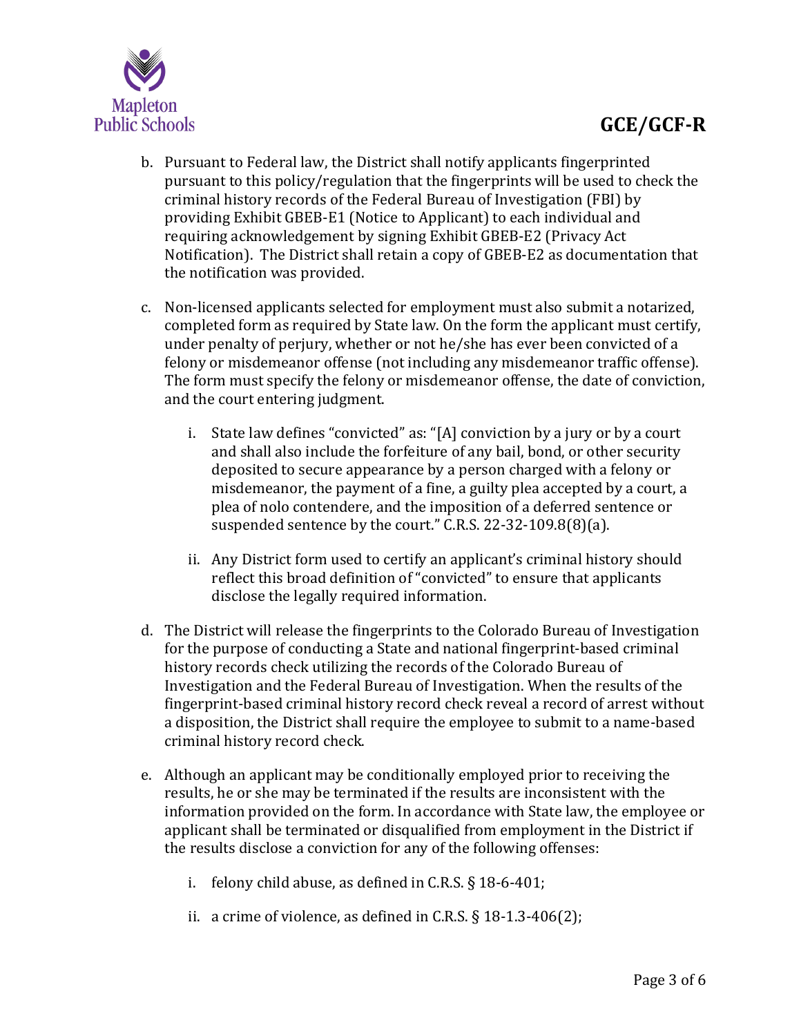b. Pursuant to Federal law, the District shall notify applicants fingerprinted pursuant to this policy/regulation that the fingerprints will be used to check the criminal history records of the Federal Bureau of Investigation (FBI) by providing Exhibit GBEB-E1 (Notice to Applicant) to each individual and requiring acknowledgement by signing Exhibit GBEB-E2 (Privacy Act Notification). The District shall retain a copy of GBEB-E2 as documentation that the notification was provided.

c. Non-licensed applicants selected for employment must also submit a notarized, completed form as required by State law. On the form the applicant must certify, under penalty of perjury, whether or not he/she has ever been convicted of a felony or misdemeanor offense (not including any misdemeanor traffic offense). The form must specify the felony or misdemeanor offense, the date of conviction, and the court entering judgment.

   i. State law defines "convicted" as: "[A] conviction by a jury or by a court and shall also include the forfeiture of any bail, bond, or other security deposited to secure appearance by a person charged with a felony or misdemeanor, the payment of a fine, a guilty plea accepted by a court, a plea of nolo contendere, and the imposition of a deferred sentence or suspended sentence by the court." C.R.S. 22-32-109.8(8)(a).

   ii. Any District form used to certify an applicant's criminal history should reflect this broad definition of "convicted" to ensure that applicants disclose the legally required information.

d. The District will release the fingerprints to the Colorado Bureau of Investigation for the purpose of conducting a State and national fingerprint-based criminal history records check utilizing the records of the Colorado Bureau of Investigation and the Federal Bureau of Investigation. When the results of the fingerprint-based criminal history record check reveal a record of arrest without a disposition, the District shall require the employee to submit to a name-based criminal history record check.

e. Although an applicant may be conditionally employed prior to receiving the results, he or she may be terminated if the results are inconsistent with the information provided on the form. In accordance with State law, the employee or applicant shall be terminated or disqualified from employment in the District if the results disclose a conviction for any of the following offenses:

   i. felony child abuse, as defined in C.R.S. § 18-6-401;

   ii. a crime of violence, as defined in C.R.S. § 18-1.3-406(2);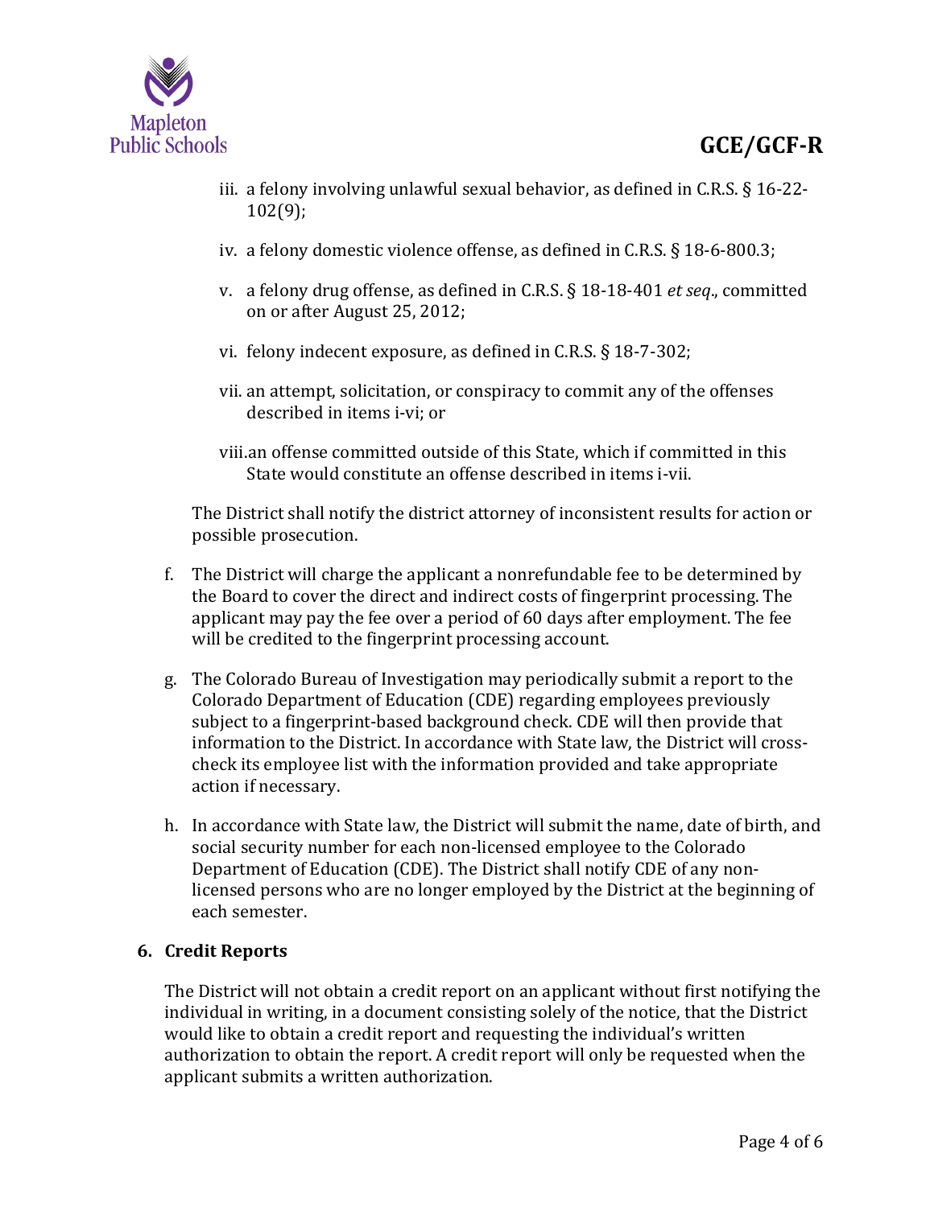iii. a felony involving unlawful sexual behavior, as defined in C.R.S. § 16-22-102(9);

iv. a felony domestic violence offense, as defined in C.R.S. § 18-6-800.3;

v. a felony drug offense, as defined in C.R.S. § 18-18-401 *et seq*., committed on or after August 25, 2012;

vi. felony indecent exposure, as defined in C.R.S. § 18-7-302;

vii. an attempt, solicitation, or conspiracy to commit any of the offenses described in items i-vi; or

viii. an offense committed outside of this State, which if committed in this State would constitute an offense described in items i-vii.

The District shall notify the district attorney of inconsistent results for action or possible prosecution.

f. The District will charge the applicant a nonrefundable fee to be determined by the Board to cover the direct and indirect costs of fingerprint processing. The applicant may pay the fee over a period of 60 days after employment. The fee will be credited to the fingerprint processing account.

g. The Colorado Bureau of Investigation may periodically submit a report to the Colorado Department of Education (CDE) regarding employees previously subject to a fingerprint-based background check. CDE will then provide that information to the District. In accordance with State law, the District will cross-check its employee list with the information provided and take appropriate action if necessary.

h. In accordance with State law, the District will submit the name, date of birth, and social security number for each non-licensed employee to the Colorado Department of Education (CDE). The District shall notify CDE of any non-licensed persons who are no longer employed by the District at the beginning of each semester.

**6. Credit Reports**

The District will not obtain a credit report on an applicant without first notifying the individual in writing, in a document consisting solely of the notice, that the District would like to obtain a credit report and requesting the individual's written authorization to obtain the report. A credit report will only be requested when the applicant submits a written authorization.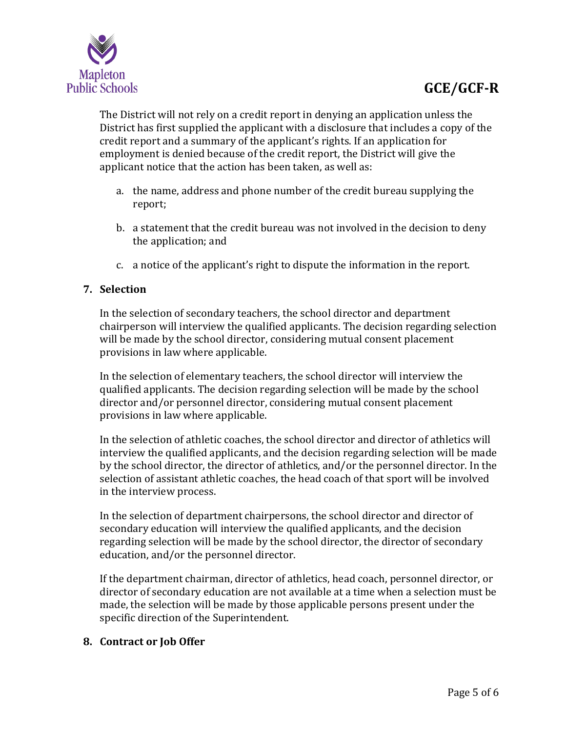The District will not rely on a credit report in denying an application unless the District has first supplied the applicant with a disclosure that includes a copy of the credit report and a summary of the applicant's rights. If an application for employment is denied because of the credit report, the District will give the applicant notice that the action has been taken, as well as:

a. the name, address and phone number of the credit bureau supplying the report;

b. a statement that the credit bureau was not involved in the decision to deny the application; and

c. a notice of the applicant's right to dispute the information in the report.

## 7. Selection

In the selection of secondary teachers, the school director and department chairperson will interview the qualified applicants. The decision regarding selection will be made by the school director, considering mutual consent placement provisions in law where applicable.

In the selection of elementary teachers, the school director will interview the qualified applicants. The decision regarding selection will be made by the school director and/or personnel director, considering mutual consent placement provisions in law where applicable.

In the selection of athletic coaches, the school director and director of athletics will interview the qualified applicants, and the decision regarding selection will be made by the school director, the director of athletics, and/or the personnel director. In the selection of assistant athletic coaches, the head coach of that sport will be involved in the interview process.

In the selection of department chairpersons, the school director and director of secondary education will interview the qualified applicants, and the decision regarding selection will be made by the school director, the director of secondary education, and/or the personnel director.

If the department chairman, director of athletics, head coach, personnel director, or director of secondary education are not available at a time when a selection must be made, the selection will be made by those applicable persons present under the specific direction of the Superintendent.

## 8. Contract or Job Offer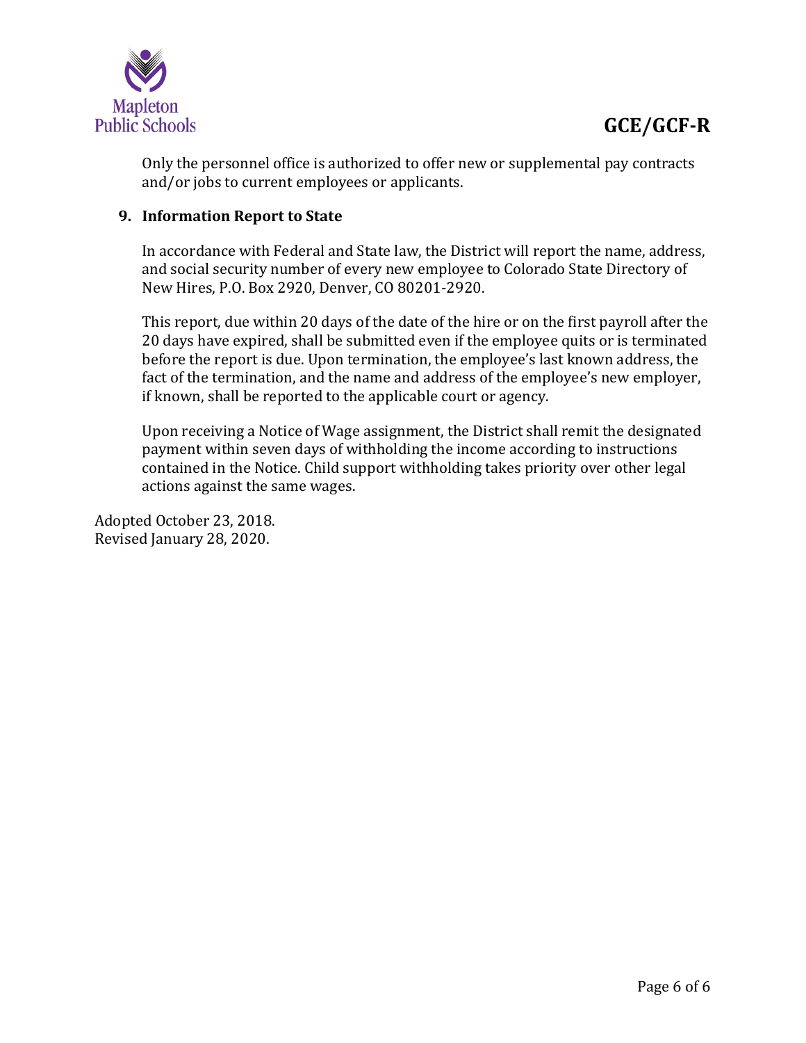Only the personnel office is authorized to offer new or supplemental pay contracts and/or jobs to current employees or applicants.

**9. Information Report to State**

In accordance with Federal and State law, the District will report the name, address, and social security number of every new employee to Colorado State Directory of New Hires, P.O. Box 2920, Denver, CO 80201-2920.

This report, due within 20 days of the date of the hire or on the first payroll after the 20 days have expired, shall be submitted even if the employee quits or is terminated before the report is due. Upon termination, the employee's last known address, the fact of the termination, and the name and address of the employee's new employer, if known, shall be reported to the applicable court or agency.

Upon receiving a Notice of Wage assignment, the District shall remit the designated payment within seven days of withholding the income according to instructions contained in the Notice. Child support withholding takes priority over other legal actions against the same wages.

Adopted October 23, 2018.
Revised January 28, 2020.